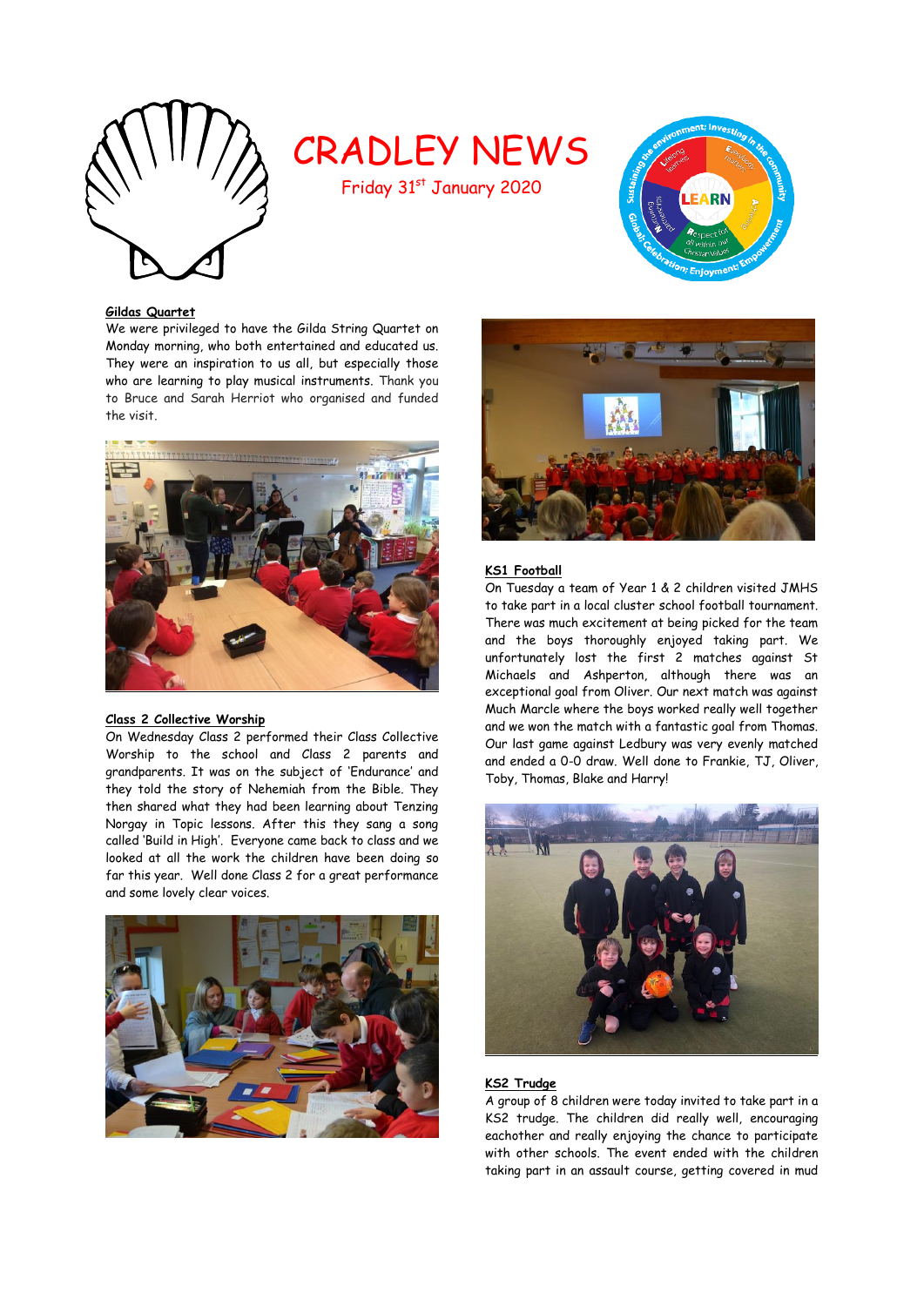# CRADLEY NEWS

Friday 31st January 2020

**Gildas Quartet**

We were privileged to have the Gilda String Quartet on Monday morning, who both entertained and educated us. They were an inspiration to us all, but especially those who are learning to play musical instruments. Thank you to Bruce and Sarah Herriot who organised and funded the visit.

**Class 2 Collective Worship**

On Wednesday Class 2 performed their Class Collective Worship to the school and Class 2 parents and grandparents. It was on the subject of 'Endurance' and they told the story of Nehemiah from the Bible. They then shared what they had been learning about Tenzing Norgay in Topic lessons. After this they sang a song called 'Build in High'. Everyone came back to class and we looked at all the work the children have been doing so far this year. Well done Class 2 for a great performance and some lovely clear voices.

**KS1 Football**

On Tuesday a team of Year 1 & 2 children visited JMHS to take part in a local cluster school football tournament. There was much excitement at being picked for the team and the boys thoroughly enjoyed taking part. We unfortunately lost the first 2 matches against St Michaels and Ashperton, although there was an exceptional goal from Oliver. Our next match was against Much Marcle where the boys worked really well together and we won the match with a fantastic goal from Thomas. Our last game against Ledbury was very evenly matched and ended a 0-0 draw. Well done to Frankie, TJ, Oliver, Toby, Thomas, Blake and Harry!

**KS2 Trudge**

A group of 8 children were today invited to take part in a KS2 trudge. The children did really well, encouraging eachother and really enjoying the chance to participate with other schools. The event ended with the children taking part in an assault course, getting covered in mud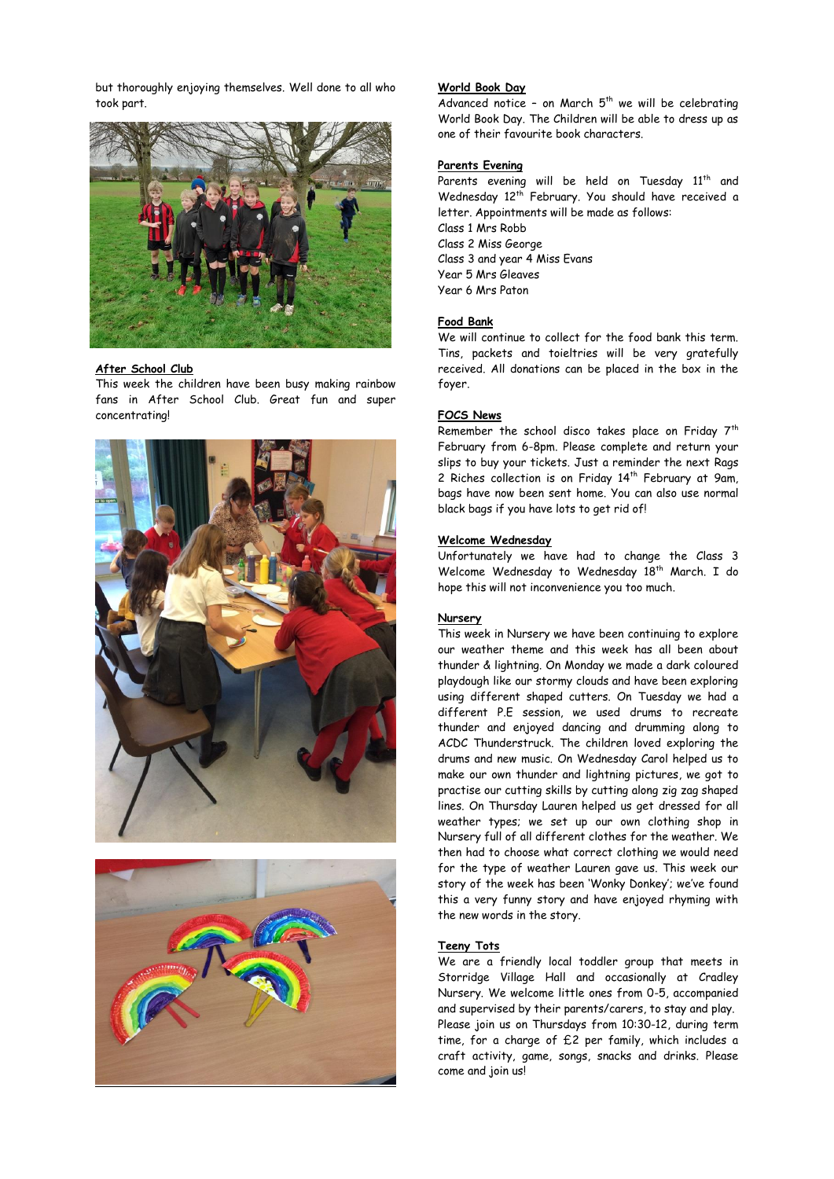but thoroughly enjoying themselves. Well done to all who took part.

**After School Club**

This week the children have been busy making rainbow fans in After School Club. Great fun and super concentrating!

**World Book Day**

Advanced notice – on March 5th we will be celebrating World Book Day. The Children will be able to dress up as one of their favourite book characters.

**Parents Evening**

Parents evening will be held on Tuesday 11th and Wednesday 12th February. You should have received a letter. Appointments will be made as follows:

Class 1 Mrs Robb
Class 2 Miss George
Class 3 and year 4 Miss Evans
Year 5 Mrs Gleaves
Year 6 Mrs Paton

**Food Bank**

We will continue to collect for the food bank this term. Tins, packets and toieltries will be very gratefully received. All donations can be placed in the box in the foyer.

**FOCS News**

Remember the school disco takes place on Friday 7th February from 6-8pm. Please complete and return your slips to buy your tickets. Just a reminder the next Rags 2 Riches collection is on Friday 14th February at 9am, bags have now been sent home. You can also use normal black bags if you have lots to get rid of!

**Welcome Wednesday**

Unfortunately we have had to change the Class 3 Welcome Wednesday to Wednesday 18th March. I do hope this will not inconvenience you too much.

**Nursery**

This week in Nursery we have been continuing to explore our weather theme and this week has all been about thunder & lightning. On Monday we made a dark coloured playdough like our stormy clouds and have been exploring using different shaped cutters. On Tuesday we had a different P.E session, we used drums to recreate thunder and enjoyed dancing and drumming along to ACDC Thunderstruck. The children loved exploring the drums and new music. On Wednesday Carol helped us to make our own thunder and lightning pictures, we got to practise our cutting skills by cutting along zig zag shaped lines. On Thursday Lauren helped us get dressed for all weather types; we set up our own clothing shop in Nursery full of all different clothes for the weather. We then had to choose what correct clothing we would need for the type of weather Lauren gave us. This week our story of the week has been 'Wonky Donkey'; we've found this a very funny story and have enjoyed rhyming with the new words in the story.

**Teeny Tots**

We are a friendly local toddler group that meets in Storridge Village Hall and occasionally at Cradley Nursery. We welcome little ones from 0-5, accompanied and supervised by their parents/carers, to stay and play. Please join us on Thursdays from 10:30-12, during term time, for a charge of £2 per family, which includes a craft activity, game, songs, snacks and drinks. Please come and join us!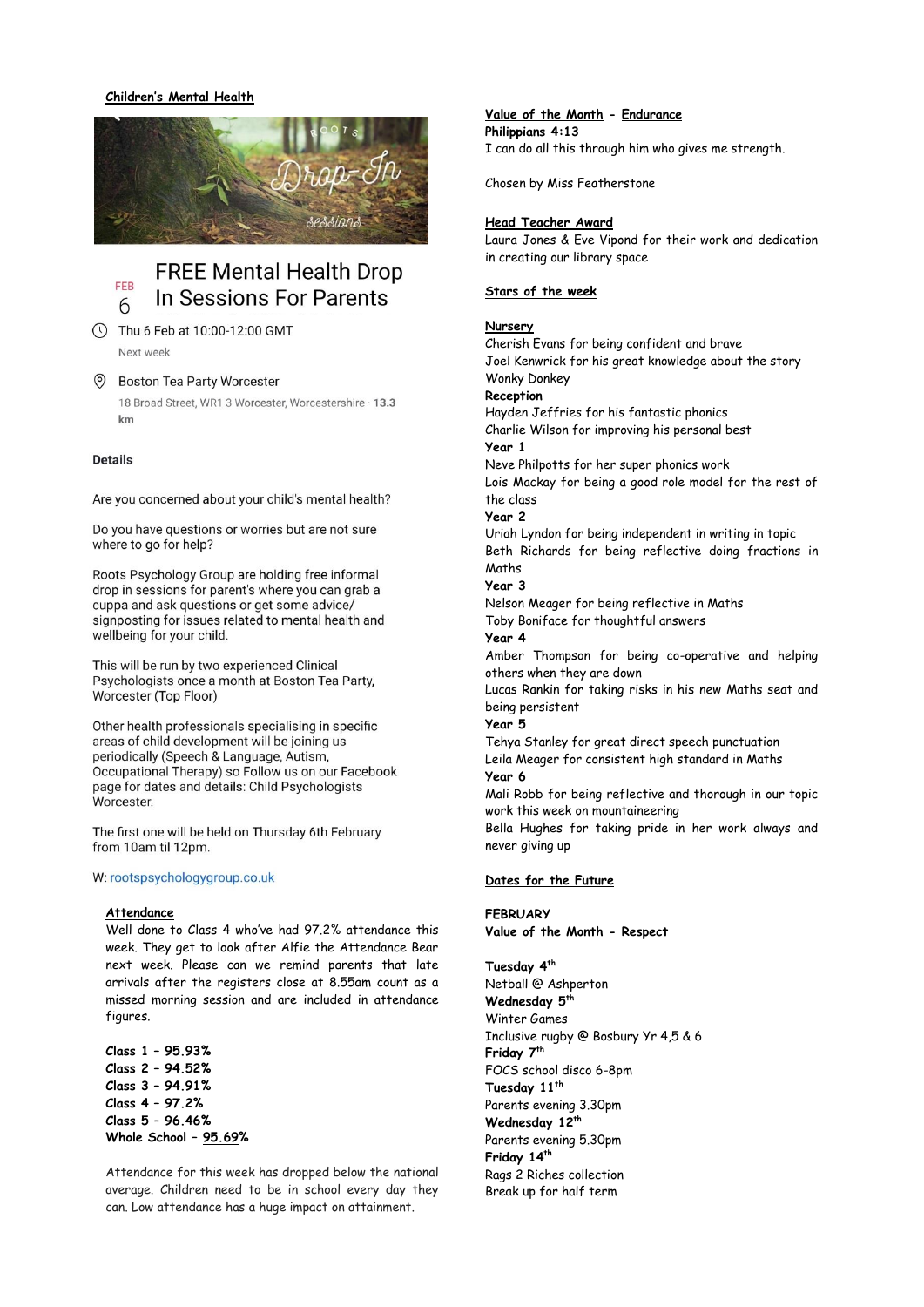## Children's Mental Health

ROOTS Drop-In sessions

FEB 6

# FREE Mental Health Drop In Sessions For Parents

Thu 6 Feb at 10:00-12:00 GMT

Next week

Boston Tea Party Worcester

18 Broad Street, WR1 3 Worcester, Worcestershire · 13.3 km

**Details**

Are you concerned about your child's mental health?

Do you have questions or worries but are not sure where to go for help?

Roots Psychology Group are holding free informal drop in sessions for parent's where you can grab a cuppa and ask questions or get some advice/ signposting for issues related to mental health and wellbeing for your child.

This will be run by two experienced Clinical Psychologists once a month at Boston Tea Party, Worcester (Top Floor)

Other health professionals specialising in specific areas of child development will be joining us periodically (Speech & Language, Autism, Occupational Therapy) so Follow us on our Facebook page for dates and details: Child Psychologists Worcester.

The first one will be held on Thursday 6th February from 10am til 12pm.

W: rootspsychologygroup.co.uk

## Attendance

Well done to Class 4 who've had 97.2% attendance this week. They get to look after Alfie the Attendance Bear next week. Please can we remind parents that late arrivals after the registers close at 8.55am count as a missed morning session and are included in attendance figures.

**Class 1 – 95.93%**
**Class 2 – 94.52%**
**Class 3 – 94.91%**
**Class 4 – 97.2%**
**Class 5 – 96.46%**
**Whole School – 95.69%**

Attendance for this week has dropped below the national average. Children need to be in school every day they can. Low attendance has a huge impact on attainment.

## Value of the Month - Endurance

**Philippians 4:13**
I can do all this through him who gives me strength.

Chosen by Miss Featherstone

## Head Teacher Award

Laura Jones & Eve Vipond for their work and dedication in creating our library space

## Stars of the week

**Nursery**
Cherish Evans for being confident and brave
Joel Kenwrick for his great knowledge about the story Wonky Donkey

**Reception**
Hayden Jeffries for his fantastic phonics
Charlie Wilson for improving his personal best

**Year 1**
Neve Philpotts for her super phonics work
Lois Mackay for being a good role model for the rest of the class

**Year 2**
Uriah Lyndon for being independent in writing in topic
Beth Richards for being reflective doing fractions in Maths

**Year 3**
Nelson Meager for being reflective in Maths
Toby Boniface for thoughtful answers

**Year 4**
Amber Thompson for being co-operative and helping others when they are down
Lucas Rankin for taking risks in his new Maths seat and being persistent

**Year 5**
Tehya Stanley for great direct speech punctuation
Leila Meager for consistent high standard in Maths

**Year 6**
Mali Robb for being reflective and thorough in our topic work this week on mountaineering
Bella Hughes for taking pride in her work always and never giving up

## Dates for the Future

**FEBRUARY**
**Value of the Month - Respect**

**Tuesday 4th**
Netball @ Ashperton

**Wednesday 5th**
Winter Games
Inclusive rugby @ Bosbury Yr 4,5 & 6

**Friday 7th**
FOCS school disco 6-8pm

**Tuesday 11th**
Parents evening 3.30pm

**Wednesday 12th**
Parents evening 5.30pm

**Friday 14th**
Rags 2 Riches collection
Break up for half term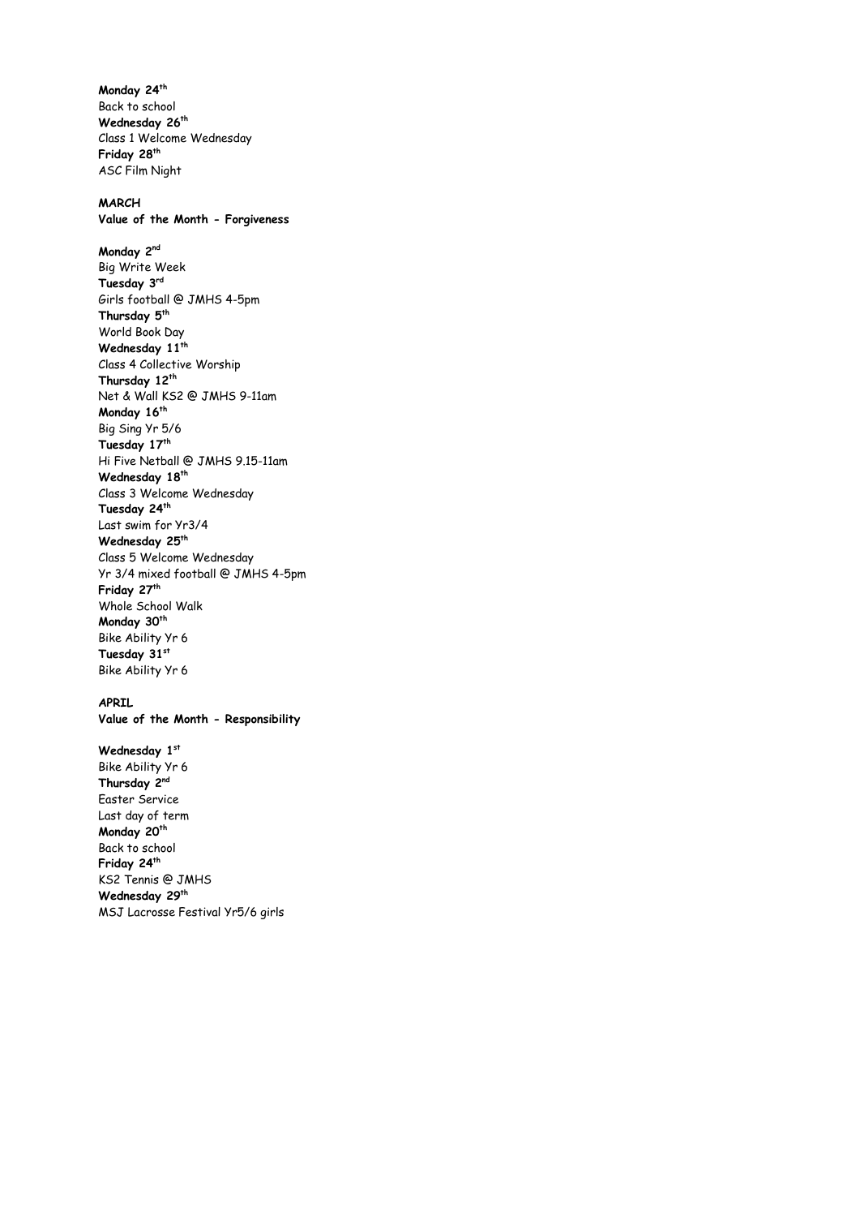**Monday 24th**
Back to school
**Wednesday 26th**
Class 1 Welcome Wednesday
**Friday 28th**
ASC Film Night

**MARCH**
**Value of the Month - Forgiveness**

**Monday 2nd**
Big Write Week
**Tuesday 3rd**
Girls football @ JMHS 4-5pm
**Thursday 5th**
World Book Day
**Wednesday 11th**
Class 4 Collective Worship
**Thursday 12th**
Net & Wall KS2 @ JMHS 9-11am
**Monday 16th**
Big Sing Yr 5/6
**Tuesday 17th**
Hi Five Netball @ JMHS 9.15-11am
**Wednesday 18th**
Class 3 Welcome Wednesday
**Tuesday 24th**
Last swim for Yr3/4
**Wednesday 25th**
Class 5 Welcome Wednesday
Yr 3/4 mixed football @ JMHS 4-5pm
**Friday 27th**
Whole School Walk
**Monday 30th**
Bike Ability Yr 6
**Tuesday 31st**
Bike Ability Yr 6

**APRIL**
**Value of the Month - Responsibility**

**Wednesday 1st**
Bike Ability Yr 6
**Thursday 2nd**
Easter Service
Last day of term
**Monday 20th**
Back to school
**Friday 24th**
KS2 Tennis @ JMHS
**Wednesday 29th**
MSJ Lacrosse Festival Yr5/6 girls